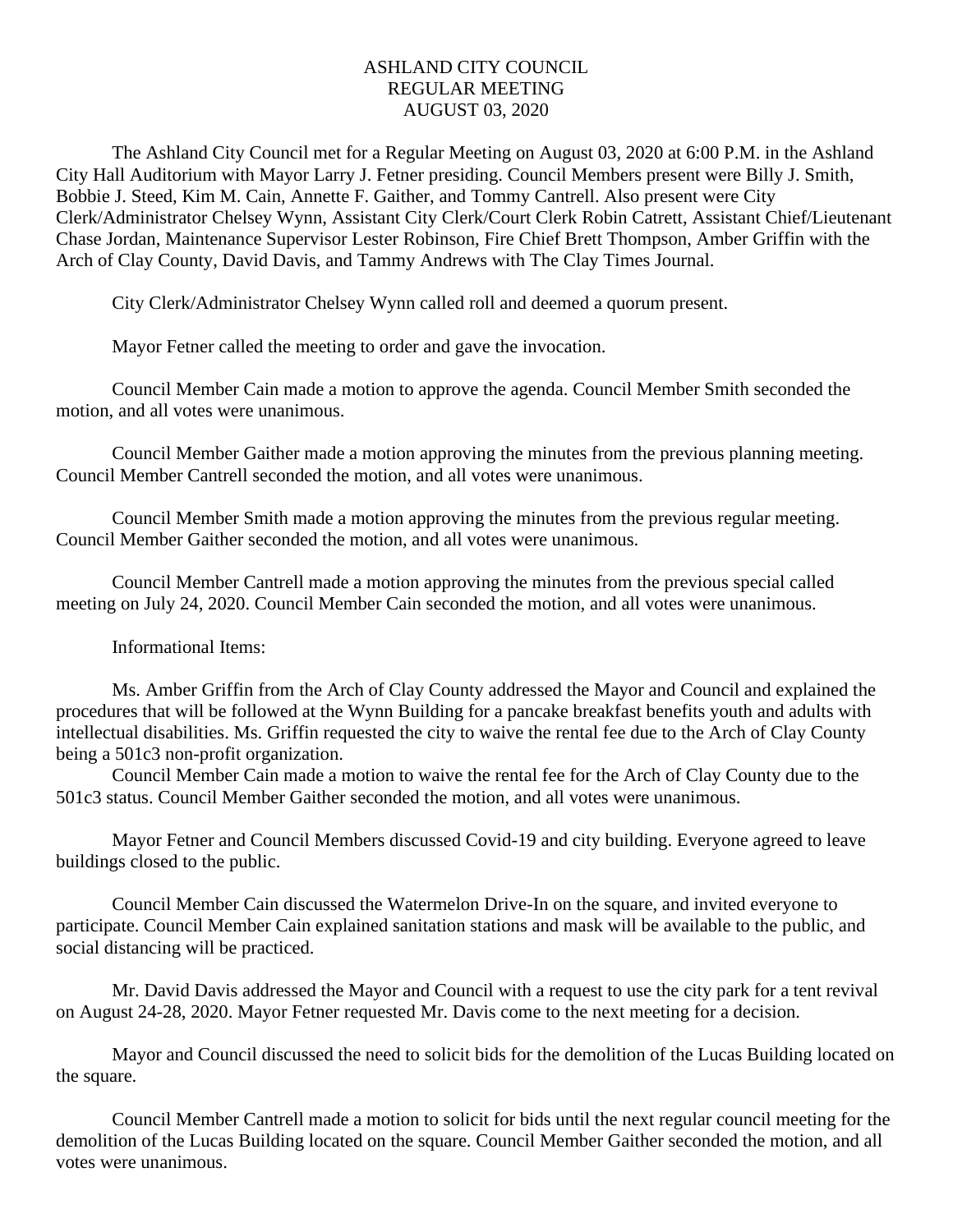# ASHLAND CITY COUNCIL
## REGULAR MEETING
## AUGUST 03, 2020

The Ashland City Council met for a Regular Meeting on August 03, 2020 at 6:00 P.M. in the Ashland City Hall Auditorium with Mayor Larry J. Fetner presiding. Council Members present were Billy J. Smith, Bobbie J. Steed, Kim M. Cain, Annette F. Gaither, and Tommy Cantrell. Also present were City Clerk/Administrator Chelsey Wynn, Assistant City Clerk/Court Clerk Robin Catrett, Assistant Chief/Lieutenant Chase Jordan, Maintenance Supervisor Lester Robinson, Fire Chief Brett Thompson, Amber Griffin with the Arch of Clay County, David Davis, and Tammy Andrews with The Clay Times Journal.

City Clerk/Administrator Chelsey Wynn called roll and deemed a quorum present.

Mayor Fetner called the meeting to order and gave the invocation.

Council Member Cain made a motion to approve the agenda. Council Member Smith seconded the motion, and all votes were unanimous.

Council Member Gaither made a motion approving the minutes from the previous planning meeting. Council Member Cantrell seconded the motion, and all votes were unanimous.

Council Member Smith made a motion approving the minutes from the previous regular meeting. Council Member Gaither seconded the motion, and all votes were unanimous.

Council Member Cantrell made a motion approving the minutes from the previous special called meeting on July 24, 2020. Council Member Cain seconded the motion, and all votes were unanimous.

Informational Items:

Ms. Amber Griffin from the Arch of Clay County addressed the Mayor and Council and explained the procedures that will be followed at the Wynn Building for a pancake breakfast benefits youth and adults with intellectual disabilities. Ms. Griffin requested the city to waive the rental fee due to the Arch of Clay County being a 501c3 non-profit organization.

Council Member Cain made a motion to waive the rental fee for the Arch of Clay County due to the 501c3 status. Council Member Gaither seconded the motion, and all votes were unanimous.

Mayor Fetner and Council Members discussed Covid-19 and city building. Everyone agreed to leave buildings closed to the public.

Council Member Cain discussed the Watermelon Drive-In on the square, and invited everyone to participate. Council Member Cain explained sanitation stations and mask will be available to the public, and social distancing will be practiced.

Mr. David Davis addressed the Mayor and Council with a request to use the city park for a tent revival on August 24-28, 2020. Mayor Fetner requested Mr. Davis come to the next meeting for a decision.

Mayor and Council discussed the need to solicit bids for the demolition of the Lucas Building located on the square.

Council Member Cantrell made a motion to solicit for bids until the next regular council meeting for the demolition of the Lucas Building located on the square. Council Member Gaither seconded the motion, and all votes were unanimous.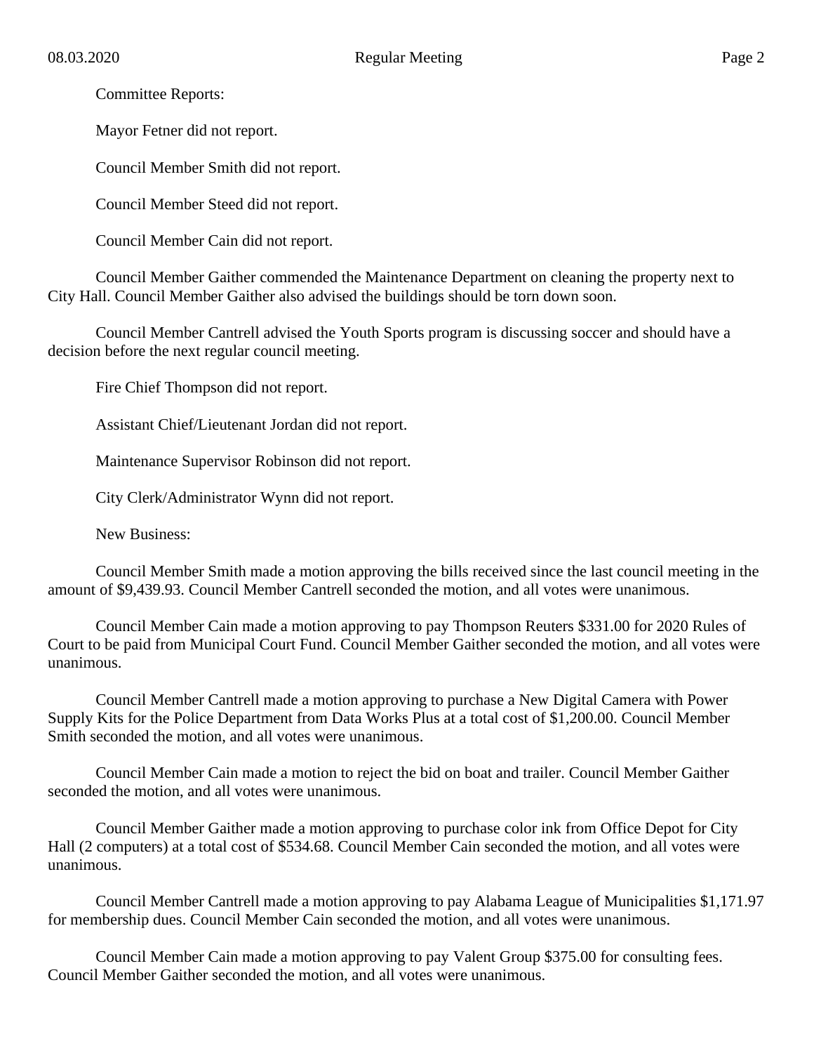Committee Reports:

Mayor Fetner did not report.

Council Member Smith did not report.

Council Member Steed did not report.

Council Member Cain did not report.

Council Member Gaither commended the Maintenance Department on cleaning the property next to City Hall. Council Member Gaither also advised the buildings should be torn down soon.

Council Member Cantrell advised the Youth Sports program is discussing soccer and should have a decision before the next regular council meeting.

Fire Chief Thompson did not report.

Assistant Chief/Lieutenant Jordan did not report.

Maintenance Supervisor Robinson did not report.

City Clerk/Administrator Wynn did not report.

New Business:

Council Member Smith made a motion approving the bills received since the last council meeting in the amount of $9,439.93. Council Member Cantrell seconded the motion, and all votes were unanimous.

Council Member Cain made a motion approving to pay Thompson Reuters $331.00 for 2020 Rules of Court to be paid from Municipal Court Fund. Council Member Gaither seconded the motion, and all votes were unanimous.

Council Member Cantrell made a motion approving to purchase a New Digital Camera with Power Supply Kits for the Police Department from Data Works Plus at a total cost of $1,200.00. Council Member Smith seconded the motion, and all votes were unanimous.

Council Member Cain made a motion to reject the bid on boat and trailer. Council Member Gaither seconded the motion, and all votes were unanimous.

Council Member Gaither made a motion approving to purchase color ink from Office Depot for City Hall (2 computers) at a total cost of $534.68. Council Member Cain seconded the motion, and all votes were unanimous.

Council Member Cantrell made a motion approving to pay Alabama League of Municipalities $1,171.97 for membership dues. Council Member Cain seconded the motion, and all votes were unanimous.

Council Member Cain made a motion approving to pay Valent Group $375.00 for consulting fees. Council Member Gaither seconded the motion, and all votes were unanimous.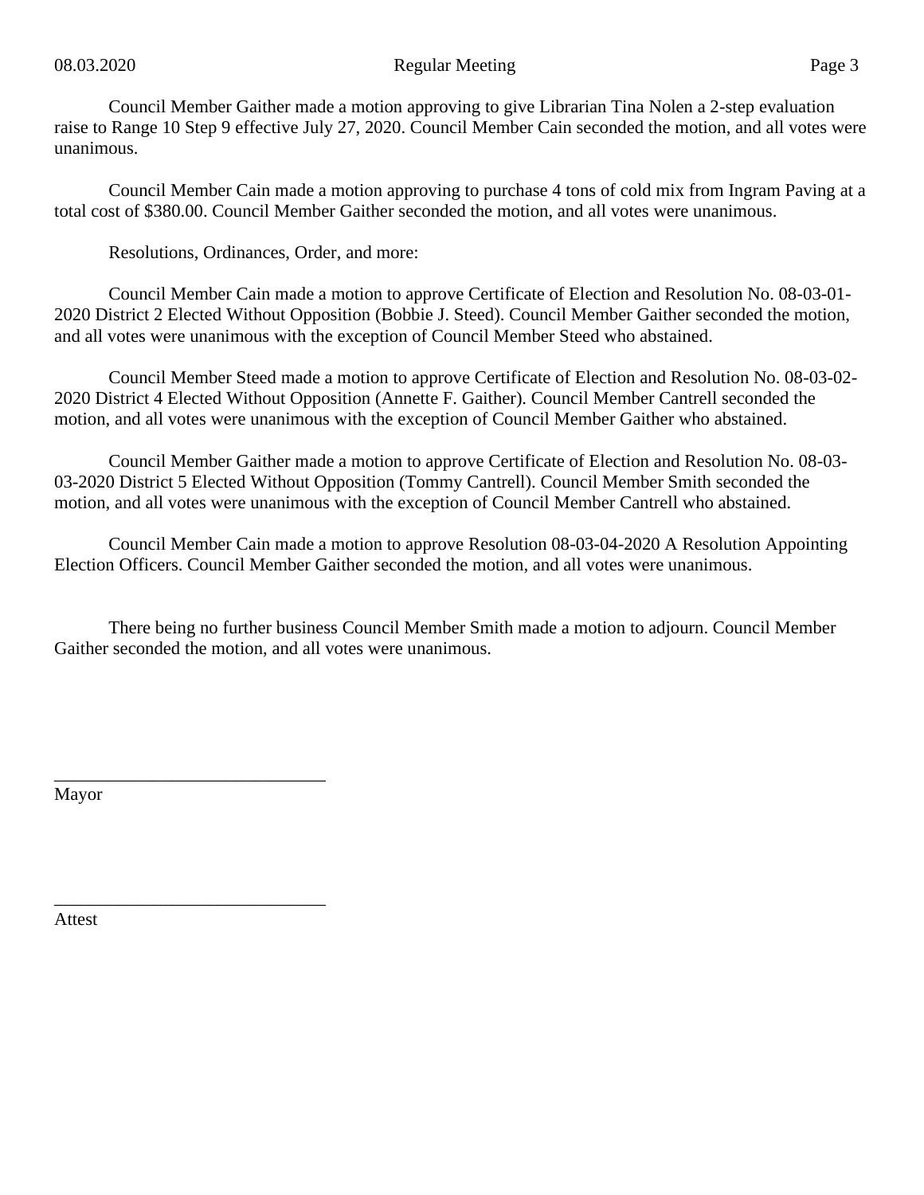Council Member Gaither made a motion approving to give Librarian Tina Nolen a 2-step evaluation raise to Range 10 Step 9 effective July 27, 2020. Council Member Cain seconded the motion, and all votes were unanimous.

Council Member Cain made a motion approving to purchase 4 tons of cold mix from Ingram Paving at a total cost of $380.00. Council Member Gaither seconded the motion, and all votes were unanimous.

Resolutions, Ordinances, Order, and more:

Council Member Cain made a motion to approve Certificate of Election and Resolution No. 08-03-01-2020 District 2 Elected Without Opposition (Bobbie J. Steed). Council Member Gaither seconded the motion, and all votes were unanimous with the exception of Council Member Steed who abstained.

Council Member Steed made a motion to approve Certificate of Election and Resolution No. 08-03-02-2020 District 4 Elected Without Opposition (Annette F. Gaither). Council Member Cantrell seconded the motion, and all votes were unanimous with the exception of Council Member Gaither who abstained.

Council Member Gaither made a motion to approve Certificate of Election and Resolution No. 08-03-03-2020 District 5 Elected Without Opposition (Tommy Cantrell). Council Member Smith seconded the motion, and all votes were unanimous with the exception of Council Member Cantrell who abstained.

Council Member Cain made a motion to approve Resolution 08-03-04-2020 A Resolution Appointing Election Officers. Council Member Gaither seconded the motion, and all votes were unanimous.

There being no further business Council Member Smith made a motion to adjourn. Council Member Gaither seconded the motion, and all votes were unanimous.

______________________________
Mayor

______________________________
Attest